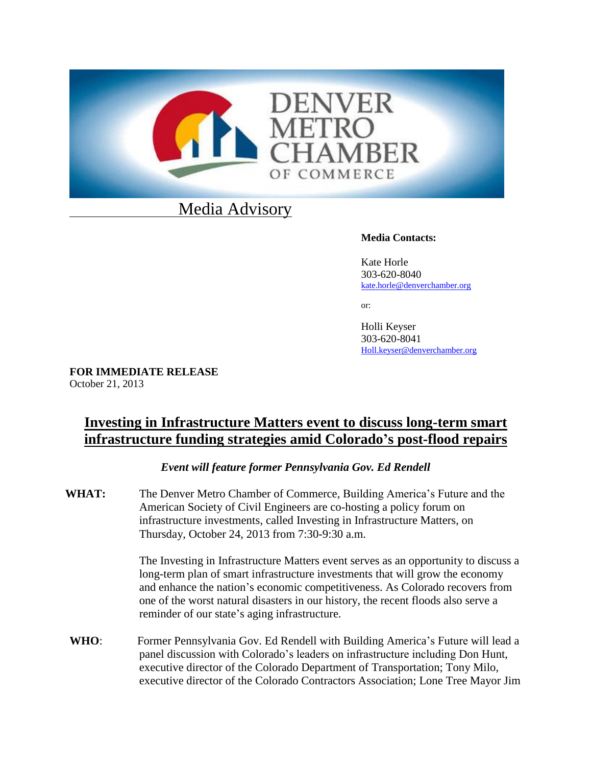DENVER METRO CHAMBER OF COMMERCE

Media Advisory

**Media Contacts:**

Kate Horle
303-620-8040
kate.horle@denverchamber.org

or:

Holli Keyser
303-620-8041
Holl.keyser@denverchamber.org

**FOR IMMEDIATE RELEASE**
October 21, 2013

# Investing in Infrastructure Matters event to discuss long-term smart infrastructure funding strategies amid Colorado's post-flood repairs

*Event will feature former Pennsylvania Gov. Ed Rendell*

**WHAT:** The Denver Metro Chamber of Commerce, Building America's Future and the American Society of Civil Engineers are co-hosting a policy forum on infrastructure investments, called Investing in Infrastructure Matters, on Thursday, October 24, 2013 from 7:30-9:30 a.m.

The Investing in Infrastructure Matters event serves as an opportunity to discuss a long-term plan of smart infrastructure investments that will grow the economy and enhance the nation's economic competitiveness. As Colorado recovers from one of the worst natural disasters in our history, the recent floods also serve a reminder of our state's aging infrastructure.

**WHO**: Former Pennsylvania Gov. Ed Rendell with Building America's Future will lead a panel discussion with Colorado's leaders on infrastructure including Don Hunt, executive director of the Colorado Department of Transportation; Tony Milo, executive director of the Colorado Contractors Association; Lone Tree Mayor Jim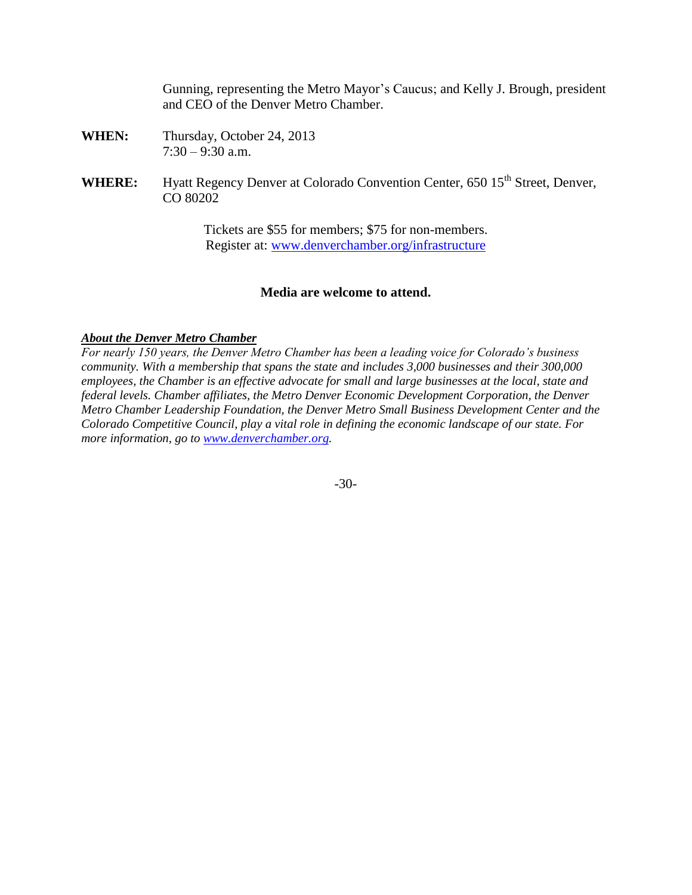Gunning, representing the Metro Mayor's Caucus; and Kelly J. Brough, president and CEO of the Denver Metro Chamber.

**WHEN:** Thursday, October 24, 2013
7:30 – 9:30 a.m.

**WHERE:** Hyatt Regency Denver at Colorado Convention Center, 650 15th Street, Denver, CO 80202

Tickets are $55 for members; $75 for non-members.
Register at: [www.denverchamber.org/infrastructure](http://www.denverchamber.org/infrastructure)

**Media are welcome to attend.**

***About the Denver Metro Chamber***
*For nearly 150 years, the Denver Metro Chamber has been a leading voice for Colorado's business community. With a membership that spans the state and includes 3,000 businesses and their 300,000 employees, the Chamber is an effective advocate for small and large businesses at the local, state and federal levels. Chamber affiliates, the Metro Denver Economic Development Corporation, the Denver Metro Chamber Leadership Foundation, the Denver Metro Small Business Development Center and the Colorado Competitive Council, play a vital role in defining the economic landscape of our state. For more information, go to [www.denverchamber.org](http://www.denverchamber.org).*

-30-